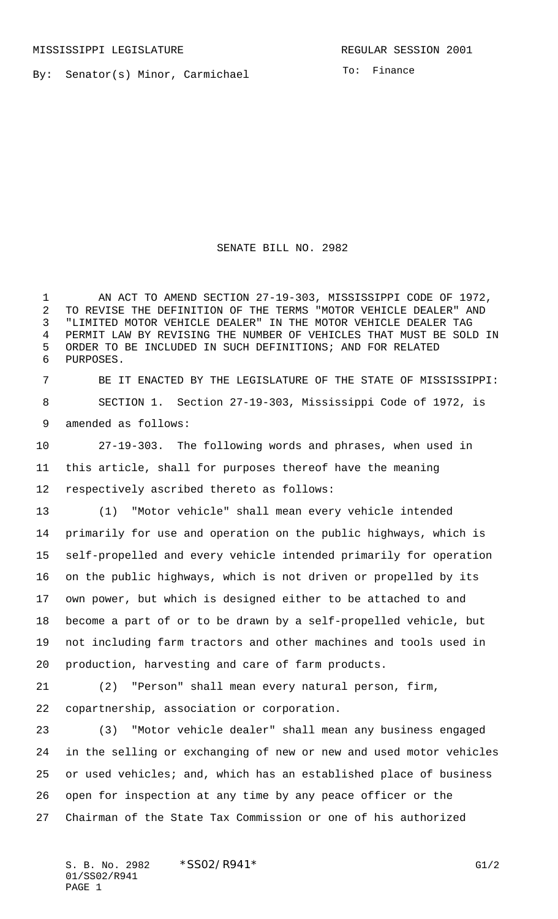MISSISSIPPI LEGISLATURE REGULAR SESSION 2001

By: Senator(s) Minor, Carmichael

To: Finance

# SENATE BILL NO. 2982

AN ACT TO AMEND SECTION 27-19-303, MISSISSIPPI CODE OF 1972, TO REVISE THE DEFINITION OF THE TERMS "MOTOR VEHICLE DEALER" AND "LIMITED MOTOR VEHICLE DEALER" IN THE MOTOR VEHICLE DEALER TAG PERMIT LAW BY REVISING THE NUMBER OF VEHICLES THAT MUST BE SOLD IN ORDER TO BE INCLUDED IN SUCH DEFINITIONS; AND FOR RELATED PURPOSES.

BE IT ENACTED BY THE LEGISLATURE OF THE STATE OF MISSISSIPPI:

SECTION 1. Section 27-19-303, Mississippi Code of 1972, is amended as follows:

27-19-303. The following words and phrases, when used in this article, shall for purposes thereof have the meaning respectively ascribed thereto as follows:

(1) "Motor vehicle" shall mean every vehicle intended primarily for use and operation on the public highways, which is self-propelled and every vehicle intended primarily for operation on the public highways, which is not driven or propelled by its own power, but which is designed either to be attached to and become a part of or to be drawn by a self-propelled vehicle, but not including farm tractors and other machines and tools used in production, harvesting and care of farm products.

(2) "Person" shall mean every natural person, firm, copartnership, association or corporation.

(3) "Motor vehicle dealer" shall mean any business engaged in the selling or exchanging of new or new and used motor vehicles or used vehicles; and, which has an established place of business open for inspection at any time by any peace officer or the Chairman of the State Tax Commission or one of his authorized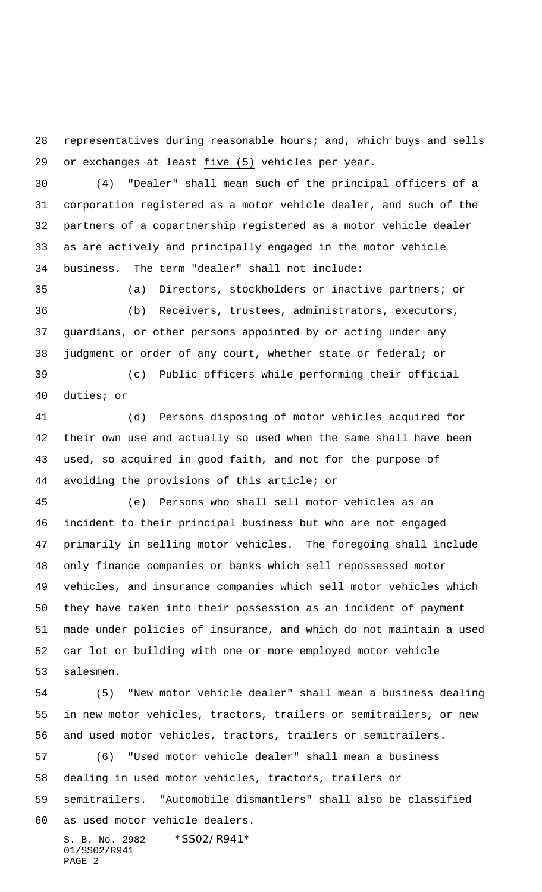representatives during reasonable hours; and, which buys and sells or exchanges at least five (5) vehicles per year.

(4) "Dealer" shall mean such of the principal officers of a corporation registered as a motor vehicle dealer, and such of the partners of a copartnership registered as a motor vehicle dealer as are actively and principally engaged in the motor vehicle business. The term "dealer" shall not include:

(a) Directors, stockholders or inactive partners; or

(b) Receivers, trustees, administrators, executors, guardians, or other persons appointed by or acting under any judgment or order of any court, whether state or federal; or

(c) Public officers while performing their official duties; or

(d) Persons disposing of motor vehicles acquired for their own use and actually so used when the same shall have been used, so acquired in good faith, and not for the purpose of avoiding the provisions of this article; or

(e) Persons who shall sell motor vehicles as an incident to their principal business but who are not engaged primarily in selling motor vehicles. The foregoing shall include only finance companies or banks which sell repossessed motor vehicles, and insurance companies which sell motor vehicles which they have taken into their possession as an incident of payment made under policies of insurance, and which do not maintain a used car lot or building with one or more employed motor vehicle salesmen.

(5) "New motor vehicle dealer" shall mean a business dealing in new motor vehicles, tractors, trailers or semitrailers, or new and used motor vehicles, tractors, trailers or semitrailers.

(6) "Used motor vehicle dealer" shall mean a business dealing in used motor vehicles, tractors, trailers or semitrailers. "Automobile dismantlers" shall also be classified as used motor vehicle dealers.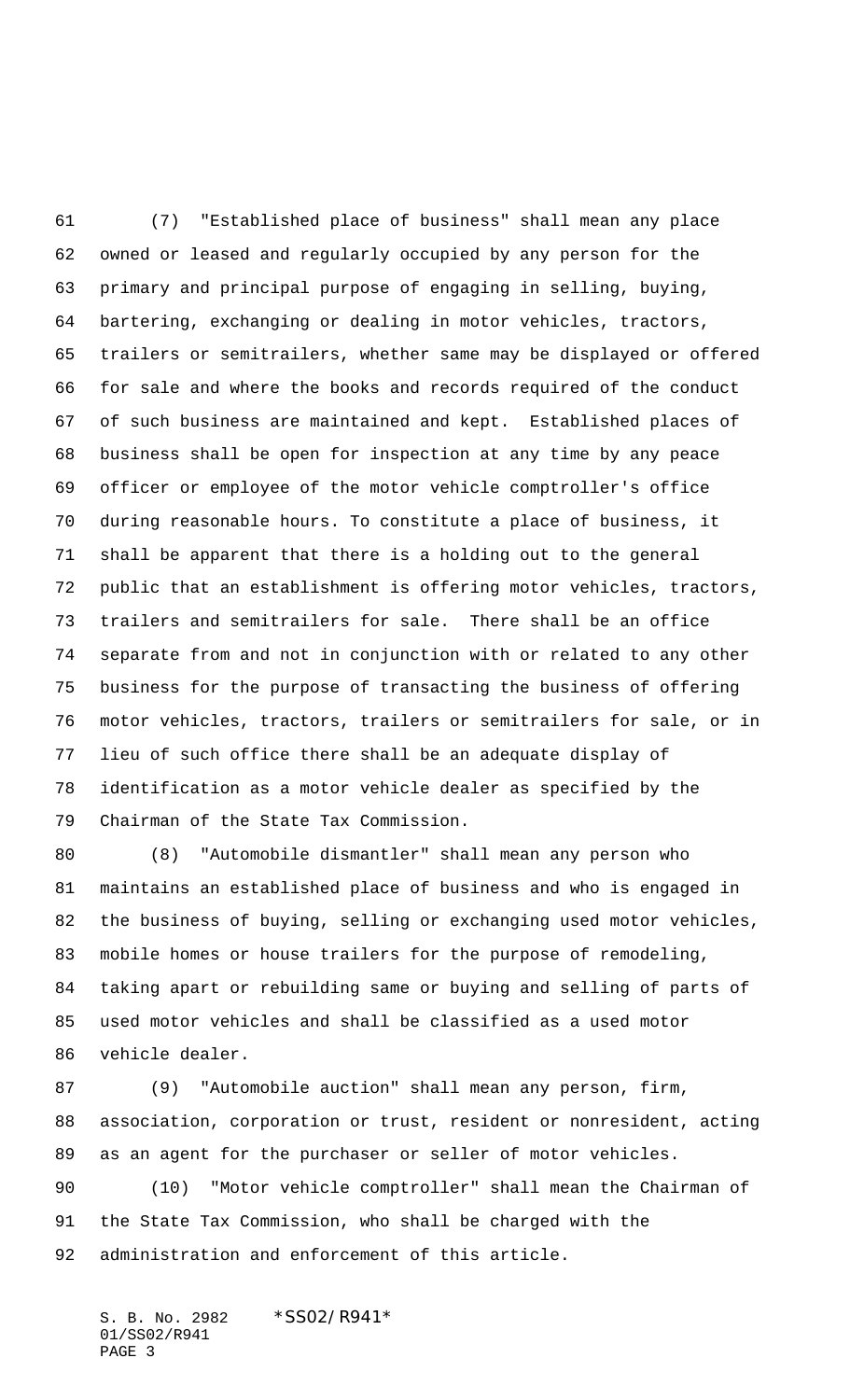(7) "Established place of business" shall mean any place owned or leased and regularly occupied by any person for the primary and principal purpose of engaging in selling, buying, bartering, exchanging or dealing in motor vehicles, tractors, trailers or semitrailers, whether same may be displayed or offered for sale and where the books and records required of the conduct of such business are maintained and kept. Established places of business shall be open for inspection at any time by any peace officer or employee of the motor vehicle comptroller's office during reasonable hours. To constitute a place of business, it shall be apparent that there is a holding out to the general public that an establishment is offering motor vehicles, tractors, trailers and semitrailers for sale. There shall be an office separate from and not in conjunction with or related to any other business for the purpose of transacting the business of offering motor vehicles, tractors, trailers or semitrailers for sale, or in lieu of such office there shall be an adequate display of identification as a motor vehicle dealer as specified by the Chairman of the State Tax Commission.

(8) "Automobile dismantler" shall mean any person who maintains an established place of business and who is engaged in the business of buying, selling or exchanging used motor vehicles, mobile homes or house trailers for the purpose of remodeling, taking apart or rebuilding same or buying and selling of parts of used motor vehicles and shall be classified as a used motor vehicle dealer.

(9) "Automobile auction" shall mean any person, firm, association, corporation or trust, resident or nonresident, acting as an agent for the purchaser or seller of motor vehicles.

(10) "Motor vehicle comptroller" shall mean the Chairman of the State Tax Commission, who shall be charged with the administration and enforcement of this article.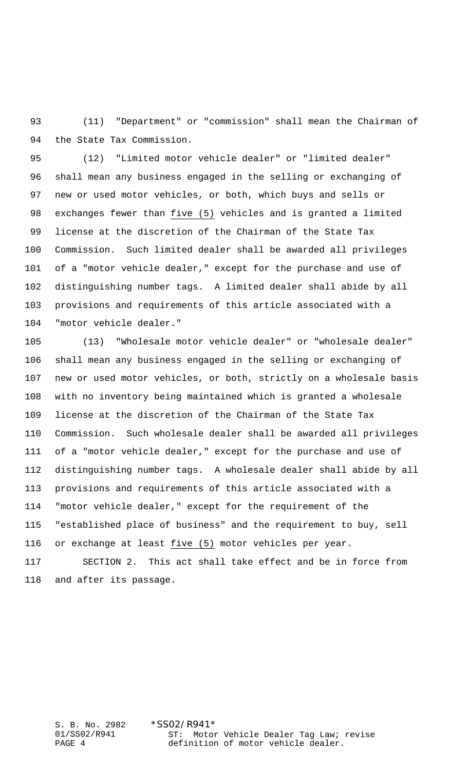(11) "Department" or "commission" shall mean the Chairman of the State Tax Commission.

(12) "Limited motor vehicle dealer" or "limited dealer" shall mean any business engaged in the selling or exchanging of new or used motor vehicles, or both, which buys and sells or exchanges fewer than <u>five (5)</u> vehicles and is granted a limited license at the discretion of the Chairman of the State Tax Commission. Such limited dealer shall be awarded all privileges of a "motor vehicle dealer," except for the purchase and use of distinguishing number tags. A limited dealer shall abide by all provisions and requirements of this article associated with a "motor vehicle dealer."

(13) "Wholesale motor vehicle dealer" or "wholesale dealer" shall mean any business engaged in the selling or exchanging of new or used motor vehicles, or both, strictly on a wholesale basis with no inventory being maintained which is granted a wholesale license at the discretion of the Chairman of the State Tax Commission. Such wholesale dealer shall be awarded all privileges of a "motor vehicle dealer," except for the purchase and use of distinguishing number tags. A wholesale dealer shall abide by all provisions and requirements of this article associated with a "motor vehicle dealer," except for the requirement of the "established place of business" and the requirement to buy, sell or exchange at least <u>five (5)</u> motor vehicles per year.

SECTION 2. This act shall take effect and be in force from and after its passage.